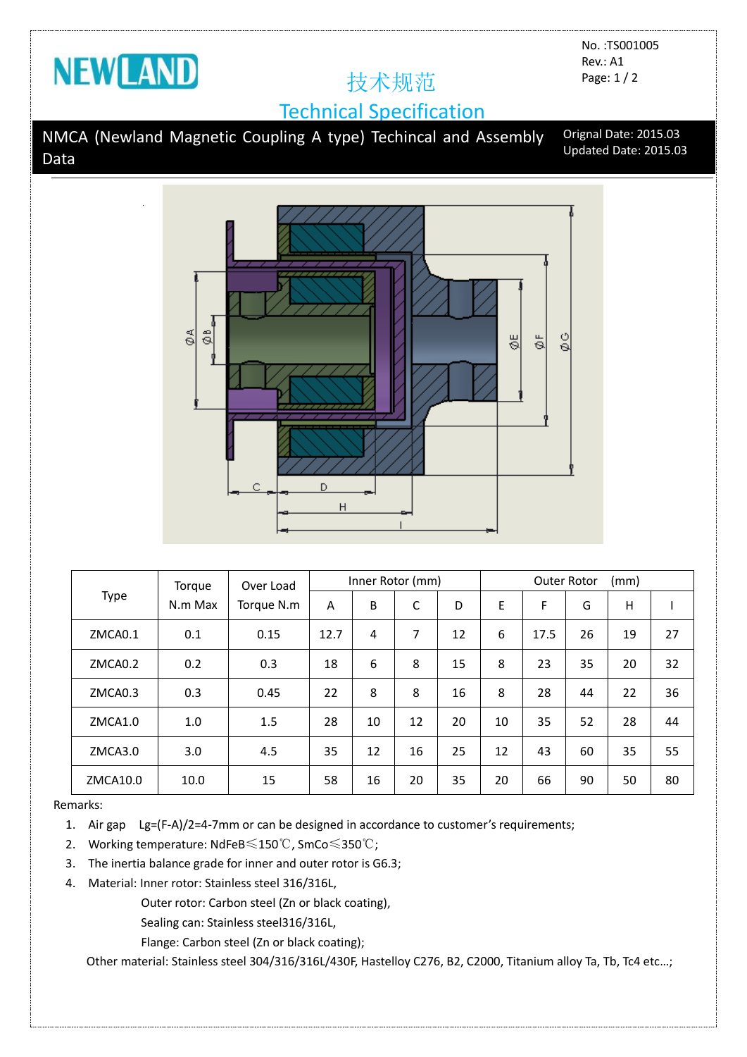NEWLAND

No. :TS001005
Rev.: A1

# 技术规范
# Technical Specification

## NMCA (Newland Magnetic Coupling A type) Techincal and Assembly Data

Orignal Date: 2015.03
Updated Date: 2015.03

| Type | Torque N.m Max | Over Load Torque N.m | Inner Rotor (mm) | | | | Outer Rotor (mm) | | | | |
|---|---|---|---|---|---|---|---|---|---|---|---|
| | | | A | B | C | D | E | F | G | H | I |
| ZMCA0.1 | 0.1 | 0.15 | 12.7 | 4 | 7 | 12 | 6 | 17.5 | 26 | 19 | 27 |
| ZMCA0.2 | 0.2 | 0.3 | 18 | 6 | 8 | 15 | 8 | 23 | 35 | 20 | 32 |
| ZMCA0.3 | 0.3 | 0.45 | 22 | 8 | 8 | 16 | 8 | 28 | 44 | 22 | 36 |
| ZMCA1.0 | 1.0 | 1.5 | 28 | 10 | 12 | 20 | 10 | 35 | 52 | 28 | 44 |
| ZMCA3.0 | 3.0 | 4.5 | 35 | 12 | 16 | 25 | 12 | 43 | 60 | 35 | 55 |
| ZMCA10.0 | 10.0 | 15 | 58 | 16 | 20 | 35 | 20 | 66 | 90 | 50 | 80 |

Remarks:

1. Air gap $Lg=(F-A)/2=4\text{-}7mm$ or can be designed in accordance to customer's requirements;
2. Working temperature: NdFeB≤150℃, SmCo≤350℃;
3. The inertia balance grade for inner and outer rotor is G6.3;
4. Material: Inner rotor: Stainless steel 316/316L,
   Outer rotor: Carbon steel (Zn or black coating),
   Sealing can: Stainless steel316/316L,
   Flange: Carbon steel (Zn or black coating);

Other material: Stainless steel 304/316/316L/430F, Hastelloy C276, B2, C2000, Titanium alloy Ta, Tb, Tc4 etc...;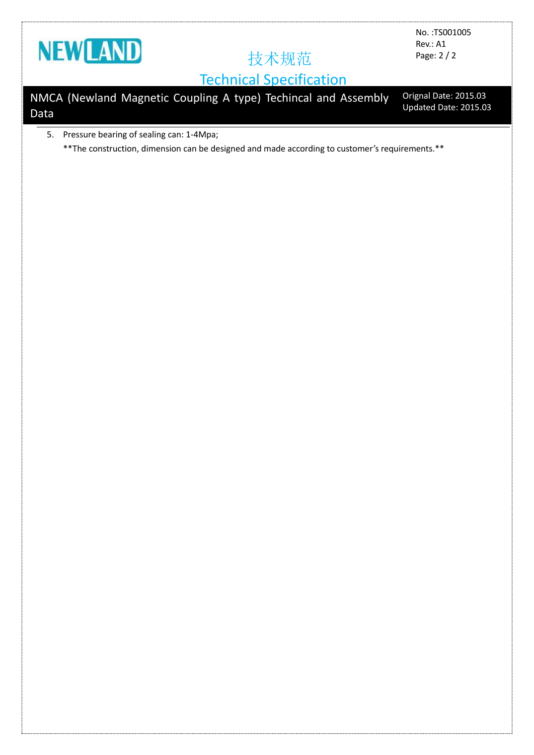5. Pressure bearing of sealing can: 1-4Mpa;

**The construction, dimension can be designed and made according to customer's requirements.**